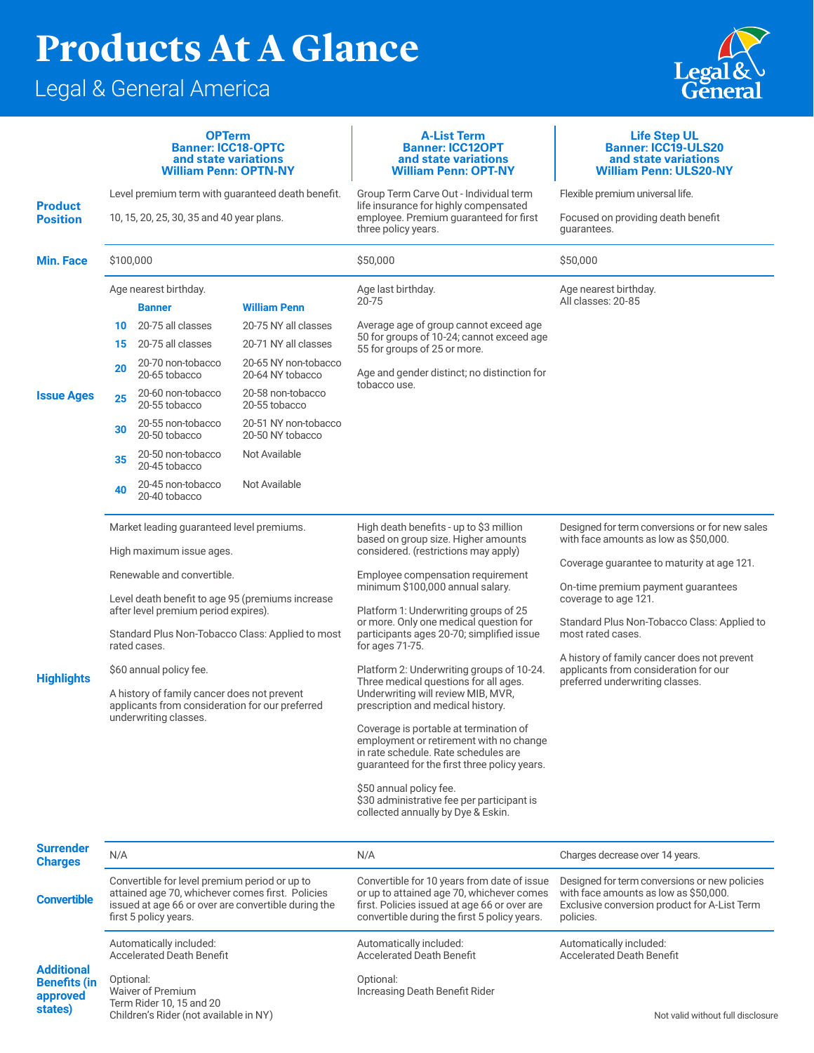# Products At A Glance

## Legal & General America

| | OPTerm<br>Banner: ICC18-OPTC and state variations<br>William Penn: OPTN-NY | A-List Term<br>Banner: ICC12OPT and state variations<br>William Penn: OPT-NY | Life Step UL<br>Banner: ICC19-ULS20 and state variations<br>William Penn: ULS20-NY |
|---|---|---|---|
| **Product Position** | Level premium term with guaranteed death benefit.<br><br>10, 15, 20, 25, 30, 35 and 40 year plans. | Group Term Carve Out - Individual term life insurance for highly compensated employee. Premium guaranteed for first three policy years. | Flexible premium universal life.<br><br>Focused on providing death benefit guarantees. |
| **Min. Face** | $100,000 | $50,000 | $50,000 |
| **Issue Ages** | Age nearest birthday.<br><br>(see table below) | Age last birthday.<br>20-75<br><br>Average age of group cannot exceed age 50 for groups of 10-24; cannot exceed age 55 for groups of 25 or more.<br><br>Age and gender distinct; no distinction for tobacco use. | Age nearest birthday.<br>All classes: 20-85 |
| **Highlights** | Market leading guaranteed level premiums.<br><br>High maximum issue ages.<br><br>Renewable and convertible.<br><br>Level death benefit to age 95 (premiums increase after level premium period expires).<br><br>Standard Plus Non-Tobacco Class: Applied to most rated cases.<br><br>$60 annual policy fee.<br><br>A history of family cancer does not prevent applicants from consideration for our preferred underwriting classes. | High death benefits - up to $3 million based on group size. Higher amounts considered. (restrictions may apply)<br><br>Employee compensation requirement minimum $100,000 annual salary.<br><br>Platform 1: Underwriting groups of 25 or more. Only one medical question for participants ages 20-70; simplified issue for ages 71-75.<br><br>Platform 2: Underwriting groups of 10-24. Three medical questions for all ages. Underwriting will review MIB, MVR, prescription and medical history.<br><br>Coverage is portable at termination of employment or retirement with no change in rate schedule. Rate schedules are guaranteed for the first three policy years.<br><br>$50 annual policy fee.<br>$30 administrative fee per participant is collected annually by Dye & Eskin. | Designed for term conversions or for new sales with face amounts as low as $50,000.<br><br>Coverage guarantee to maturity at age 121.<br><br>On-time premium payment guarantees coverage to age 121.<br><br>Standard Plus Non-Tobacco Class: Applied to most rated cases.<br><br>A history of family cancer does not prevent applicants from consideration for our preferred underwriting classes. |
| **Surrender Charges** | N/A | N/A | Charges decrease over 14 years. |
| **Convertible** | Convertible for level premium period or up to attained age 70, whichever comes first. Policies issued at age 66 or over are convertible during the first 5 policy years. | Convertible for 10 years from date of issue or up to attained age 70, whichever comes first. Policies issued at age 66 or over are convertible during the first 5 policy years. | Designed for term conversions or new policies with face amounts as low as $50,000. Exclusive conversion product for A-List Term policies. |
| **Additional Benefits (in approved states)** | Automatically included:<br>Accelerated Death Benefit<br><br>Optional:<br>Waiver of Premium<br>Term Rider 10, 15 and 20<br>Children's Rider (not available in NY) | Automatically included:<br>Accelerated Death Benefit<br><br>Optional:<br>Increasing Death Benefit Rider | Automatically included:<br>Accelerated Death Benefit |

**OPTerm Issue Ages** (Age nearest birthday)

| | Banner | William Penn |
|---|---|---|
| 10 | 20-75 all classes | 20-75 NY all classes |
| 15 | 20-75 all classes | 20-71 NY all classes |
| 20 | 20-70 non-tobacco<br>20-65 tobacco | 20-65 NY non-tobacco<br>20-64 NY tobacco |
| 25 | 20-60 non-tobacco<br>20-55 tobacco | 20-58 non-tobacco<br>20-55 tobacco |
| 30 | 20-55 non-tobacco<br>20-50 tobacco | 20-51 NY non-tobacco<br>20-50 NY tobacco |
| 35 | 20-50 non-tobacco<br>20-45 tobacco | Not Available |
| 40 | 20-45 non-tobacco<br>20-40 tobacco | Not Available |

Not valid without full disclosure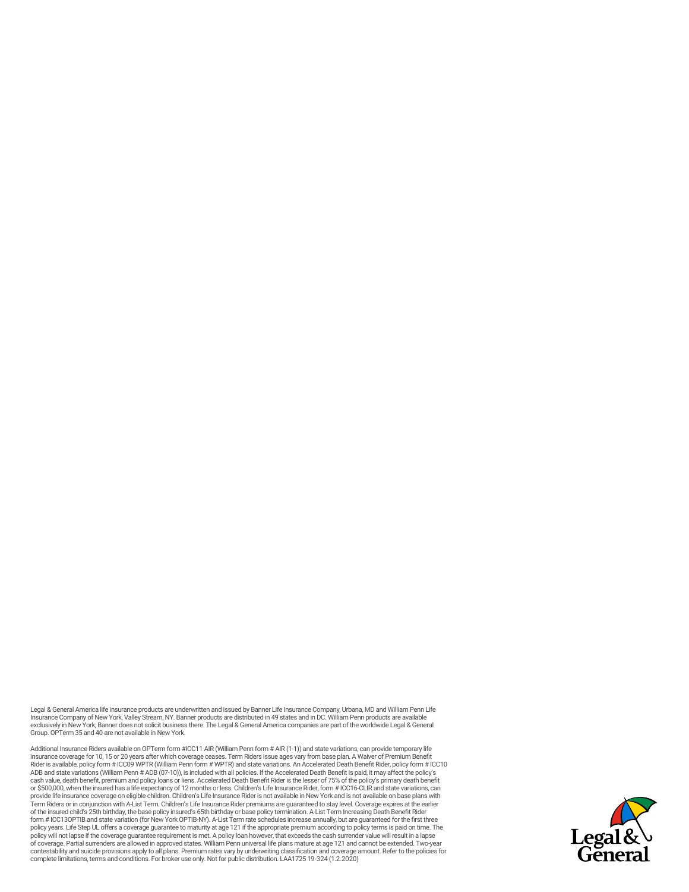Legal & General America life insurance products are underwritten and issued by Banner Life Insurance Company, Urbana, MD and William Penn Life Insurance Company of New York, Valley Stream, NY. Banner products are distributed in 49 states and in DC. William Penn products are available exclusively in New York; Banner does not solicit business there. The Legal & General America companies are part of the worldwide Legal & General Group. OPTerm 35 and 40 are not available in New York.

Additional Insurance Riders available on OPTerm form #ICC11 AIR (William Penn form # AIR (1-1)) and state variations, can provide temporary life insurance coverage for 10, 15 or 20 years after which coverage ceases. Term Riders issue ages vary from base plan. A Waiver of Premium Benefit Rider is available, policy form # ICC09 WPTR (William Penn form # WPTR) and state variations. An Accelerated Death Benefit Rider, policy form # ICC10 ADB and state variations (William Penn # ADB (07-10)), is included with all policies. If the Accelerated Death Benefit is paid, it may affect the policy's cash value, death benefit, premium and policy loans or liens. Accelerated Death Benefit Rider is the lesser of 75% of the policy's primary death benefit or $500,000, when the insured has a life expectancy of 12 months or less. Children's Life Insurance Rider, form # ICC16-CLIR and state variations, can provide life insurance coverage on eligible children. Children's Life Insurance Rider is not available in New York and is not available on base plans with Term Riders or in conjunction with A-List Term. Children's Life Insurance Rider premiums are guaranteed to stay level. Coverage expires at the earlier of the insured child's 25th birthday, the base policy insured's 65th birthday or base policy termination. A-List Term Increasing Death Benefit Rider form # ICC13OPTIB and state variation (for New York OPTIB-NY). A-List Term rate schedules increase annually, but are guaranteed for the first three policy years. Life Step UL offers a coverage guarantee to maturity at age 121 if the appropriate premium according to policy terms is paid on time. The policy will not lapse if the coverage guarantee requirement is met. A policy loan however, that exceeds the cash surrender value will result in a lapse of coverage. Partial surrenders are allowed in approved states. William Penn universal life plans mature at age 121 and cannot be extended. Two-year contestability and suicide provisions apply to all plans. Premium rates vary by underwriting classification and coverage amount. Refer to the policies for complete limitations, terms and conditions. For broker use only. Not for public distribution. LAA1725 19-324 (1.2.2020)

Legal & General